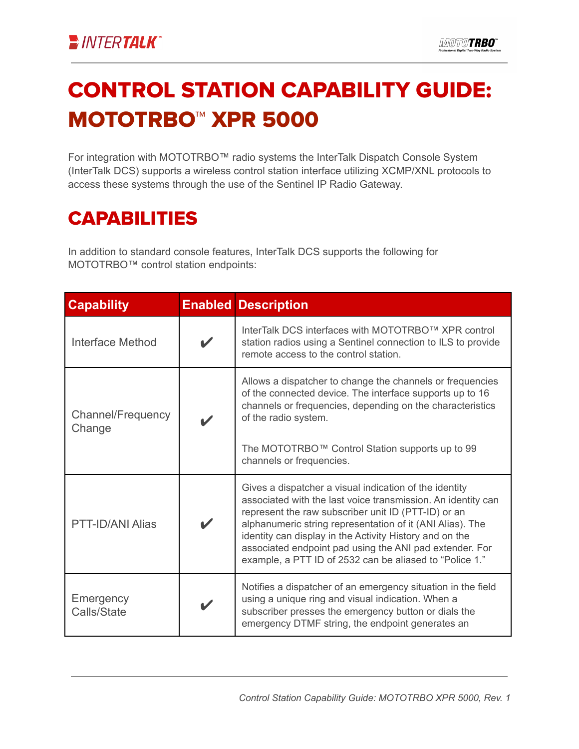# CONTROL STATION CAPABILITY GUIDE: MOTOTRBO™ XPR 5000

For integration with MOTOTRBO™ radio systems the InterTalk Dispatch Console System (InterTalk DCS) supports a wireless control station interface utilizing XCMP/XNL protocols to access these systems through the use of the Sentinel IP Radio Gateway.

## CAPABILITIES

In addition to standard console features, InterTalk DCS supports the following for MOTOTRBO™ control station endpoints:

| Capability | Enabled | Description |
|---|---|---|
| Interface Method | ✔ | InterTalk DCS interfaces with MOTOTRBO™ XPR control station radios using a Sentinel connection to ILS to provide remote access to the control station. |
| Channel/Frequency Change | ✔ | Allows a dispatcher to change the channels or frequencies of the connected device. The interface supports up to 16 channels or frequencies, depending on the characteristics of the radio system.<br><br>The MOTOTRBO™ Control Station supports up to 99 channels or frequencies. |
| PTT-ID/ANI Alias | ✔ | Gives a dispatcher a visual indication of the identity associated with the last voice transmission. An identity can represent the raw subscriber unit ID (PTT-ID) or an alphanumeric string representation of it (ANI Alias). The identity can display in the Activity History and on the associated endpoint pad using the ANI pad extender. For example, a PTT ID of 2532 can be aliased to "Police 1." |
| Emergency Calls/State | ✔ | Notifies a dispatcher of an emergency situation in the field using a unique ring and visual indication. When a subscriber presses the emergency button or dials the emergency DTMF string, the endpoint generates an |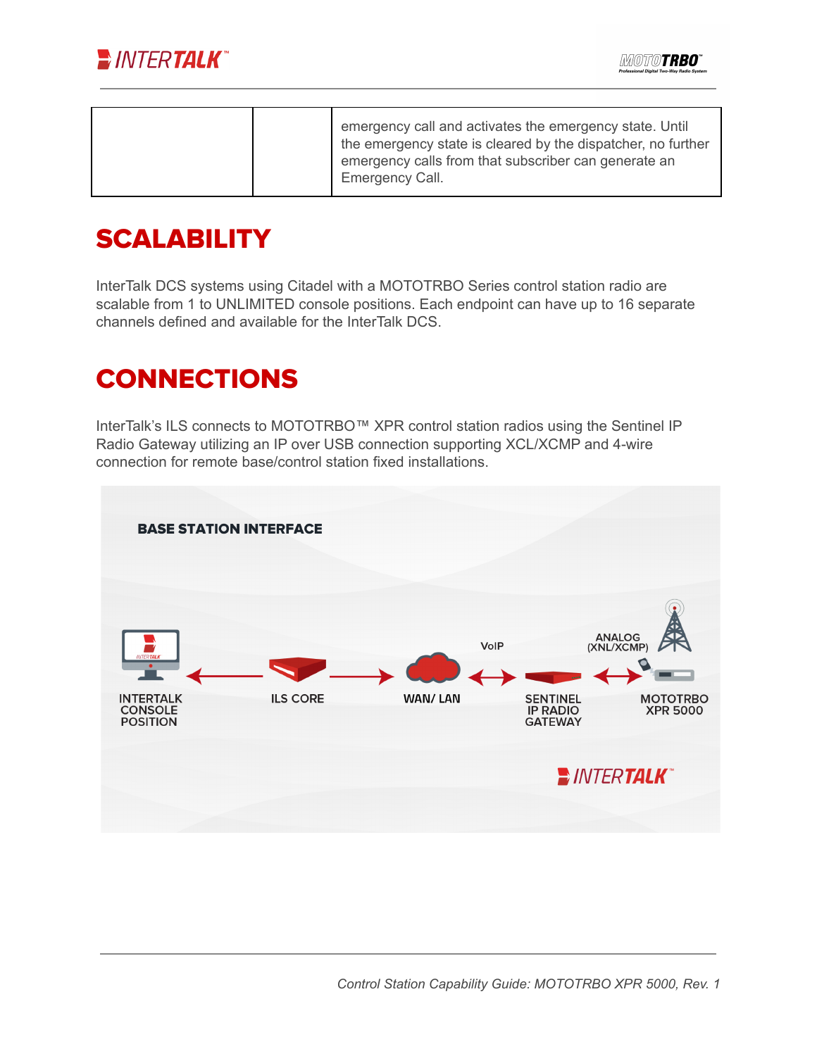|  |  | emergency call and activates the emergency state. Until the emergency state is cleared by the dispatcher, no further emergency calls from that subscriber can generate an Emergency Call. |
|---|---|---|

# SCALABILITY

InterTalk DCS systems using Citadel with a MOTOTRBO Series control station radio are scalable from 1 to UNLIMITED console positions. Each endpoint can have up to 16 separate channels defined and available for the InterTalk DCS.

# CONNECTIONS

InterTalk's ILS connects to MOTOTRBO™ XPR control station radios using the Sentinel IP Radio Gateway utilizing an IP over USB connection supporting XCL/XCMP and 4-wire connection for remote base/control station fixed installations.

**BASE STATION INTERFACE**

INTERTALK CONSOLE POSITION ← ILS CORE → WAN/ LAN ↔ (VoIP) SENTINEL IP RADIO GATEWAY ↔ (ANALOG (XNL/XCMP)) MOTOTRBO XPR 5000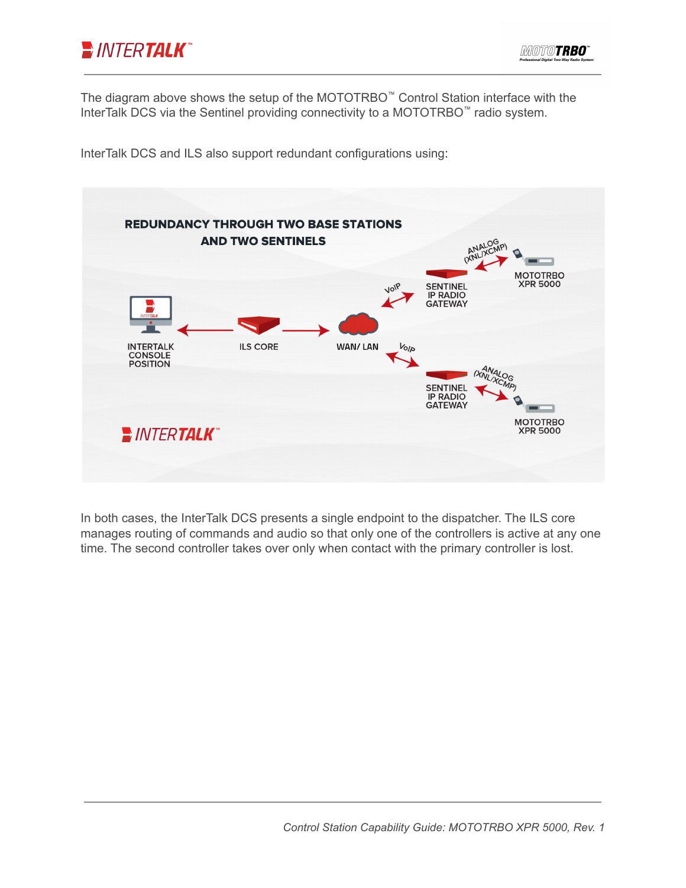The diagram above shows the setup of the MOTOTRBO™ Control Station interface with the InterTalk DCS via the Sentinel providing connectivity to a MOTOTRBO™ radio system.

InterTalk DCS and ILS also support redundant configurations using:

**REDUNDANCY THROUGH TWO BASE STATIONS AND TWO SENTINELS**

INTERTALK CONSOLE POSITION — ILS CORE — WAN/ LAN — VoIP — SENTINEL IP RADIO GATEWAY — ANALOG (XNL/XCMP) — MOTOTRBO XPR 5000

INTERTALK CONSOLE POSITION — ILS CORE — WAN/ LAN — VoIP — SENTINEL IP RADIO GATEWAY — ANALOG (XNL/XCMP) — MOTOTRBO XPR 5000

In both cases, the InterTalk DCS presents a single endpoint to the dispatcher. The ILS core manages routing of commands and audio so that only one of the controllers is active at any one time. The second controller takes over only when contact with the primary controller is lost.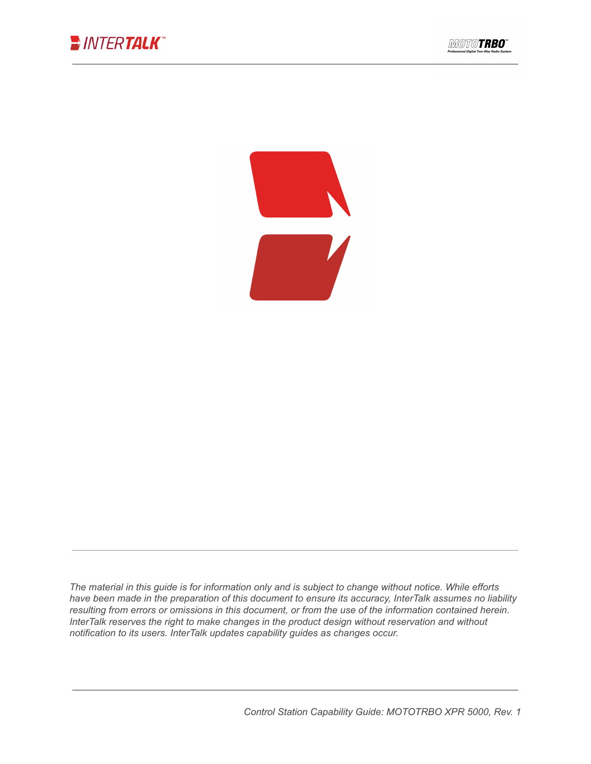*The material in this guide is for information only and is subject to change without notice. While efforts have been made in the preparation of this document to ensure its accuracy, InterTalk assumes no liability resulting from errors or omissions in this document, or from the use of the information contained herein. InterTalk reserves the right to make changes in the product design without reservation and without notification to its users. InterTalk updates capability guides as changes occur.*